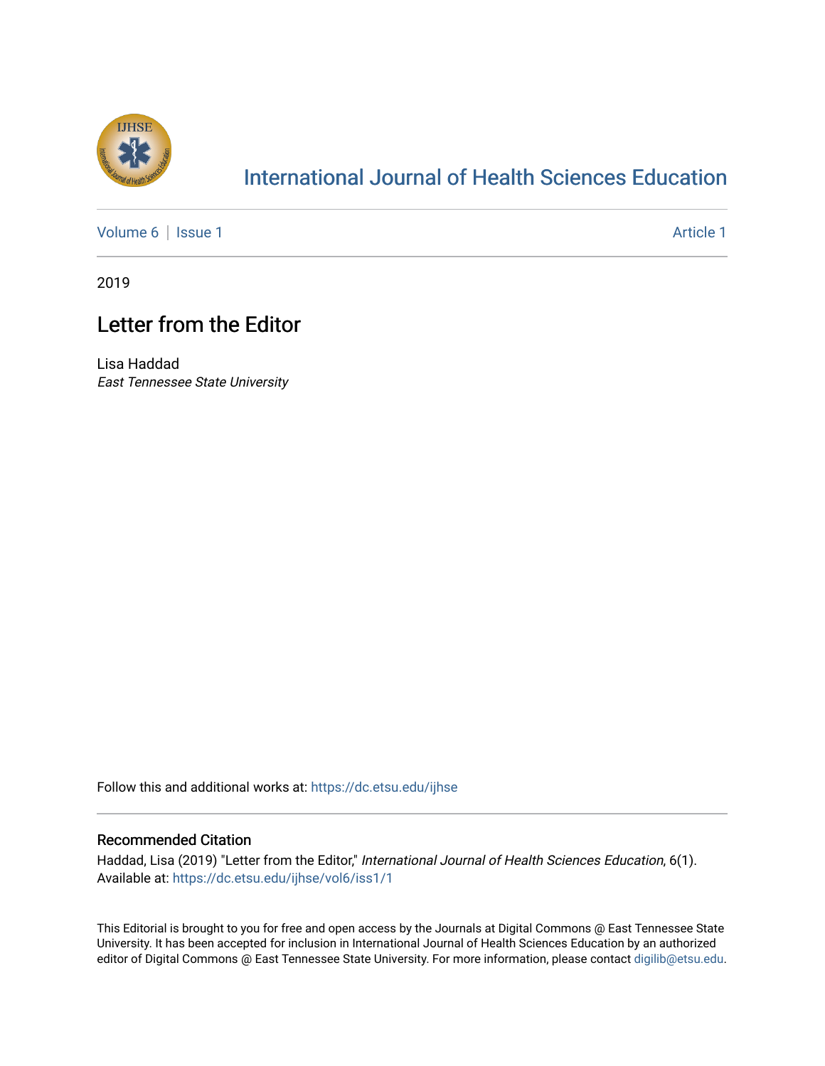# International Journal of Health Sciences Education

Volume 6 | Issue 1 Article 1

2019

## Letter from the Editor

Lisa Haddad
*East Tennessee State University*

Follow this and additional works at: https://dc.etsu.edu/ijhse

### Recommended Citation

Haddad, Lisa (2019) "Letter from the Editor," *International Journal of Health Sciences Education*, 6(1).
Available at: https://dc.etsu.edu/ijhse/vol6/iss1/1

This Editorial is brought to you for free and open access by the Journals at Digital Commons @ East Tennessee State University. It has been accepted for inclusion in International Journal of Health Sciences Education by an authorized editor of Digital Commons @ East Tennessee State University. For more information, please contact digilib@etsu.edu.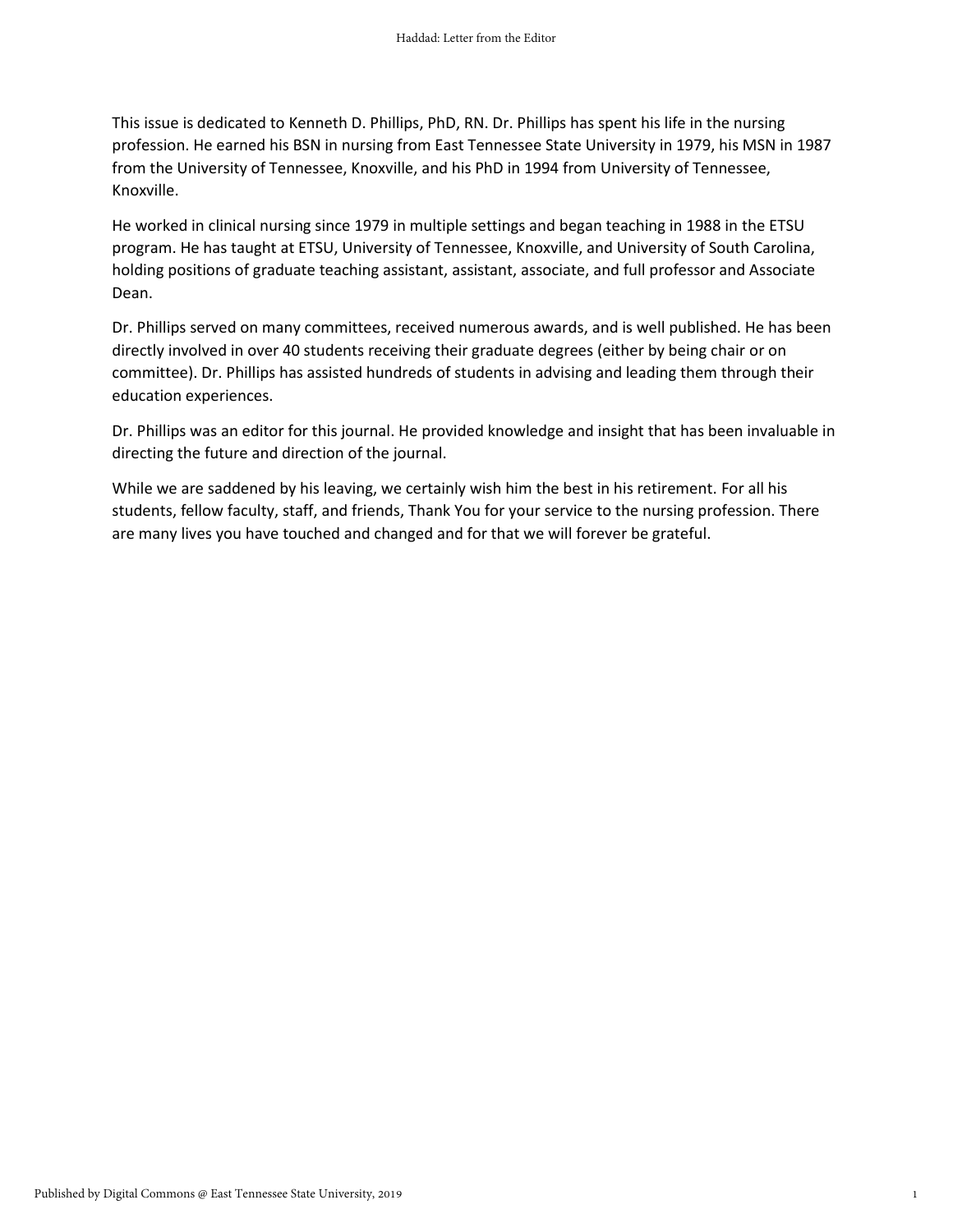This issue is dedicated to Kenneth D. Phillips, PhD, RN. Dr. Phillips has spent his life in the nursing profession. He earned his BSN in nursing from East Tennessee State University in 1979, his MSN in 1987 from the University of Tennessee, Knoxville, and his PhD in 1994 from University of Tennessee, Knoxville.

He worked in clinical nursing since 1979 in multiple settings and began teaching in 1988 in the ETSU program. He has taught at ETSU, University of Tennessee, Knoxville, and University of South Carolina, holding positions of graduate teaching assistant, assistant, associate, and full professor and Associate Dean.

Dr. Phillips served on many committees, received numerous awards, and is well published. He has been directly involved in over 40 students receiving their graduate degrees (either by being chair or on committee). Dr. Phillips has assisted hundreds of students in advising and leading them through their education experiences.

Dr. Phillips was an editor for this journal. He provided knowledge and insight that has been invaluable in directing the future and direction of the journal.

While we are saddened by his leaving, we certainly wish him the best in his retirement. For all his students, fellow faculty, staff, and friends, Thank You for your service to the nursing profession. There are many lives you have touched and changed and for that we will forever be grateful.